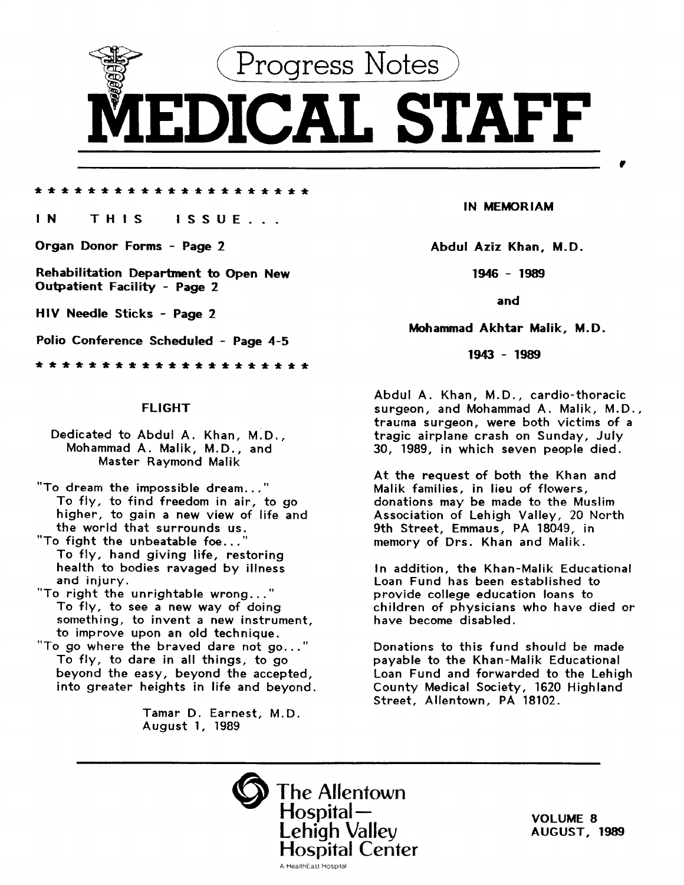# Progress Notes

# MEDICAL STAFF

* * * * * * * * * * * * * * * * * * * * * * *

**IN THIS ISSUE...**

**Organ Donor Forms - Page 2**

**Rehabilitation Department to Open New Outpatient Facility - Page 2**

**HIV Needle Sticks - Page 2**

**Polio Conference Scheduled - Page 4-5**

* * * * * * * * * * * * * * * * * * * * * * *

## FLIGHT

Dedicated to Abdul A. Khan, M.D.,
Mohammad A. Malik, M.D., and
Master Raymond Malik

"To dream the impossible dream..."
To fly, to find freedom in air, to go higher, to gain a new view of life and the world that surrounds us.
"To fight the unbeatable foe..."
To fly, hand giving life, restoring health to bodies ravaged by illness and injury.
"To right the unrightable wrong..."
To fly, to see a new way of doing something, to invent a new instrument, to improve upon an old technique.
"To go where the braved dare not go..."
To fly, to dare in all things, to go beyond the easy, beyond the accepted, into greater heights in life and beyond.

Tamar D. Earnest, M.D.
August 1, 1989

## IN MEMORIAM

**Abdul Aziz Khan, M.D.**

**1946 - 1989**

**and**

**Mohammad Akhtar Malik, M.D.**

**1943 - 1989**

Abdul A. Khan, M.D., cardio-thoracic surgeon, and Mohammad A. Malik, M.D., trauma surgeon, were both victims of a tragic airplane crash on Sunday, July 30, 1989, in which seven people died.

At the request of both the Khan and Malik families, in lieu of flowers, donations may be made to the Muslim Association of Lehigh Valley, 20 North 9th Street, Emmaus, PA 18049, in memory of Drs. Khan and Malik.

In addition, the Khan-Malik Educational Loan Fund has been established to provide college education loans to children of physicians who have died or have become disabled.

Donations to this fund should be made payable to the Khan-Malik Educational Loan Fund and forwarded to the Lehigh County Medical Society, 1620 Highland Street, Allentown, PA 18102.

The Allentown Hospital—
Lehigh Valley
Hospital Center
A HealthEast Hospital

VOLUME 8
AUGUST, 1989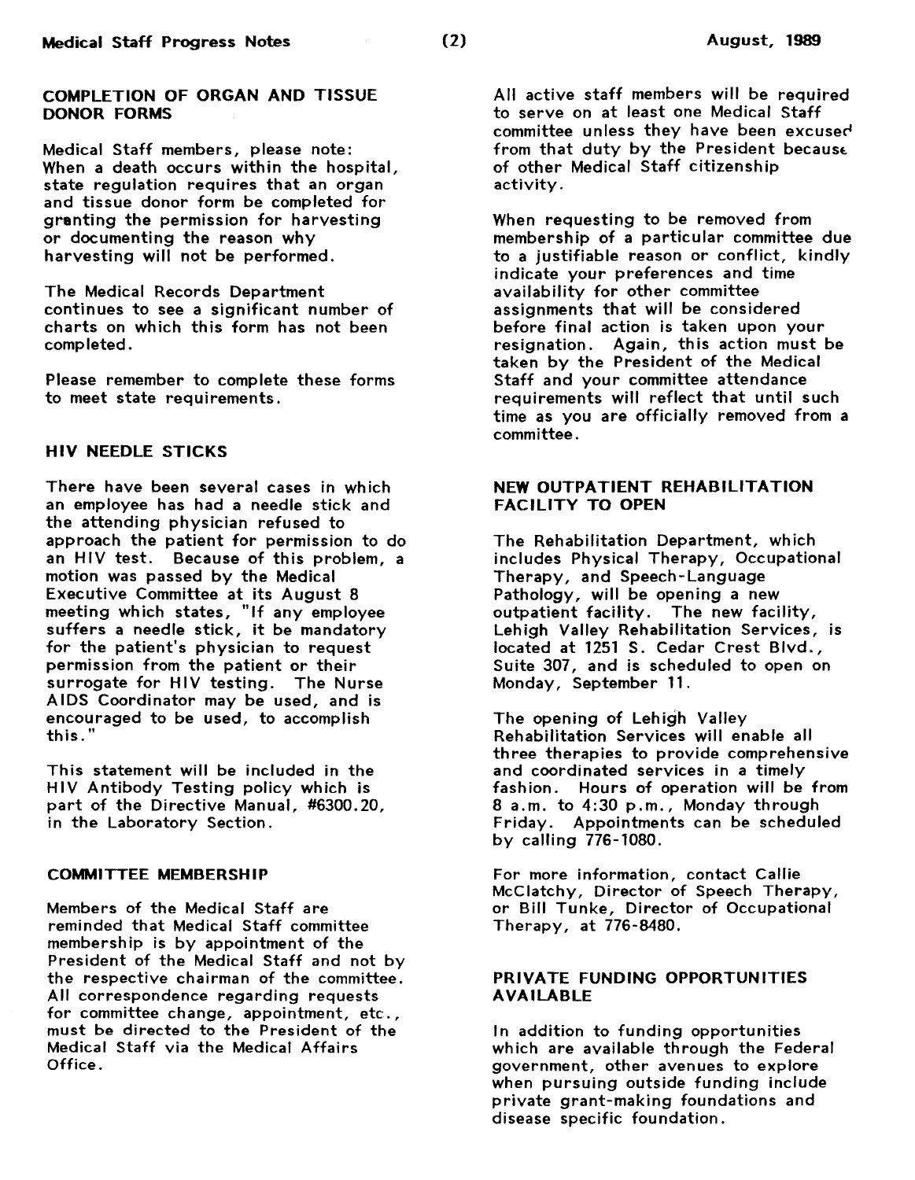## COMPLETION OF ORGAN AND TISSUE DONOR FORMS

Medical Staff members, please note: When a death occurs within the hospital, state regulation requires that an organ and tissue donor form be completed for granting the permission for harvesting or documenting the reason why harvesting will not be performed.

The Medical Records Department continues to see a significant number of charts on which this form has not been completed.

Please remember to complete these forms to meet state requirements.

## HIV NEEDLE STICKS

There have been several cases in which an employee has had a needle stick and the attending physician refused to approach the patient for permission to do an HIV test. Because of this problem, a motion was passed by the Medical Executive Committee at its August 8 meeting which states, "If any employee suffers a needle stick, it be mandatory for the patient's physician to request permission from the patient or their surrogate for HIV testing. The Nurse AIDS Coordinator may be used, and is encouraged to be used, to accomplish this."

This statement will be included in the HIV Antibody Testing policy which is part of the Directive Manual, #6300.20, in the Laboratory Section.

## COMMITTEE MEMBERSHIP

Members of the Medical Staff are reminded that Medical Staff committee membership is by appointment of the President of the Medical Staff and not by the respective chairman of the committee. All correspondence regarding requests for committee change, appointment, etc., must be directed to the President of the Medical Staff via the Medical Affairs Office.

All active staff members will be required to serve on at least one Medical Staff committee unless they have been excused from that duty by the President because of other Medical Staff citizenship activity.

When requesting to be removed from membership of a particular committee due to a justifiable reason or conflict, kindly indicate your preferences and time availability for other committee assignments that will be considered before final action is taken upon your resignation. Again, this action must be taken by the President of the Medical Staff and your committee attendance requirements will reflect that until such time as you are officially removed from a committee.

## NEW OUTPATIENT REHABILITATION FACILITY TO OPEN

The Rehabilitation Department, which includes Physical Therapy, Occupational Therapy, and Speech-Language Pathology, will be opening a new outpatient facility. The new facility, Lehigh Valley Rehabilitation Services, is located at 1251 S. Cedar Crest Blvd., Suite 307, and is scheduled to open on Monday, September 11.

The opening of Lehigh Valley Rehabilitation Services will enable all three therapies to provide comprehensive and coordinated services in a timely fashion. Hours of operation will be from 8 a.m. to 4:30 p.m., Monday through Friday. Appointments can be scheduled by calling 776-1080.

For more information, contact Callie McClatchy, Director of Speech Therapy, or Bill Tunke, Director of Occupational Therapy, at 776-8480.

## PRIVATE FUNDING OPPORTUNITIES AVAILABLE

In addition to funding opportunities which are available through the Federal government, other avenues to explore when pursuing outside funding include private grant-making foundations and disease specific foundation.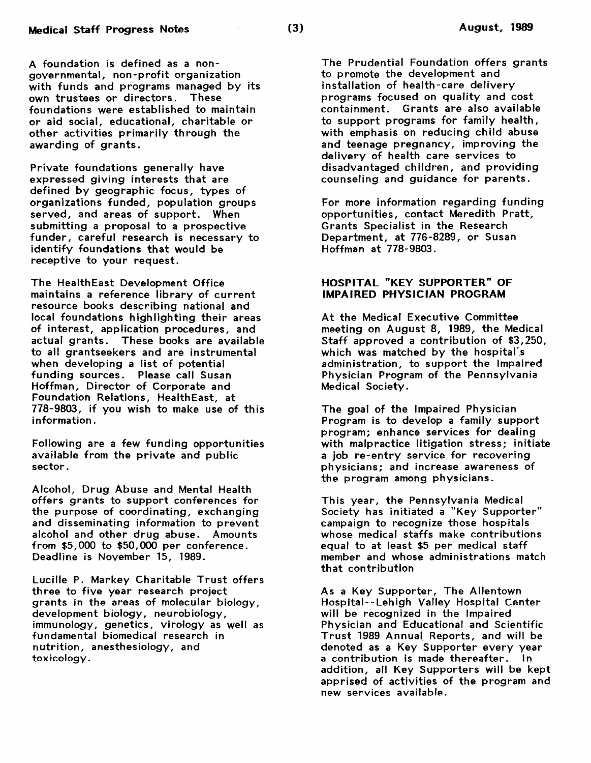A foundation is defined as a non-governmental, non-profit organization with funds and programs managed by its own trustees or directors. These foundations were established to maintain or aid social, educational, charitable or other activities primarily through the awarding of grants.

Private foundations generally have expressed giving interests that are defined by geographic focus, types of organizations funded, population groups served, and areas of support. When submitting a proposal to a prospective funder, careful research is necessary to identify foundations that would be receptive to your request.

The HealthEast Development Office maintains a reference library of current resource books describing national and local foundations highlighting their areas of interest, application procedures, and actual grants. These books are available to all grantseekers and are instrumental when developing a list of potential funding sources. Please call Susan Hoffman, Director of Corporate and Foundation Relations, HealthEast, at 778-9803, if you wish to make use of this information.

Following are a few funding opportunities available from the private and public sector.

Alcohol, Drug Abuse and Mental Health offers grants to support conferences for the purpose of coordinating, exchanging and disseminating information to prevent alcohol and other drug abuse. Amounts from $5,000 to $50,000 per conference. Deadline is November 15, 1989.

Lucille P. Markey Charitable Trust offers three to five year research project grants in the areas of molecular biology, development biology, neurobiology, immunology, genetics, virology as well as fundamental biomedical research in nutrition, anesthesiology, and toxicology.

The Prudential Foundation offers grants to promote the development and installation of health-care delivery programs focused on quality and cost containment. Grants are also available to support programs for family health, with emphasis on reducing child abuse and teenage pregnancy, improving the delivery of health care services to disadvantaged children, and providing counseling and guidance for parents.

For more information regarding funding opportunities, contact Meredith Pratt, Grants Specialist in the Research Department, at 776-8289, or Susan Hoffman at 778-9803.

## HOSPITAL "KEY SUPPORTER" OF IMPAIRED PHYSICIAN PROGRAM

At the Medical Executive Committee meeting on August 8, 1989, the Medical Staff approved a contribution of $3,250, which was matched by the hospital's administration, to support the Impaired Physician Program of the Pennsylvania Medical Society.

The goal of the Impaired Physician Program is to develop a family support program; enhance services for dealing with malpractice litigation stress; initiate a job re-entry service for recovering physicians; and increase awareness of the program among physicians.

This year, the Pennsylvania Medical Society has initiated a "Key Supporter" campaign to recognize those hospitals whose medical staffs make contributions equal to at least $5 per medical staff member and whose administrations match that contribution

As a Key Supporter, The Allentown Hospital--Lehigh Valley Hospital Center will be recognized in the Impaired Physician and Educational and Scientific Trust 1989 Annual Reports, and will be denoted as a Key Supporter every year a contribution is made thereafter. In addition, all Key Supporters will be kept apprised of activities of the program and new services available.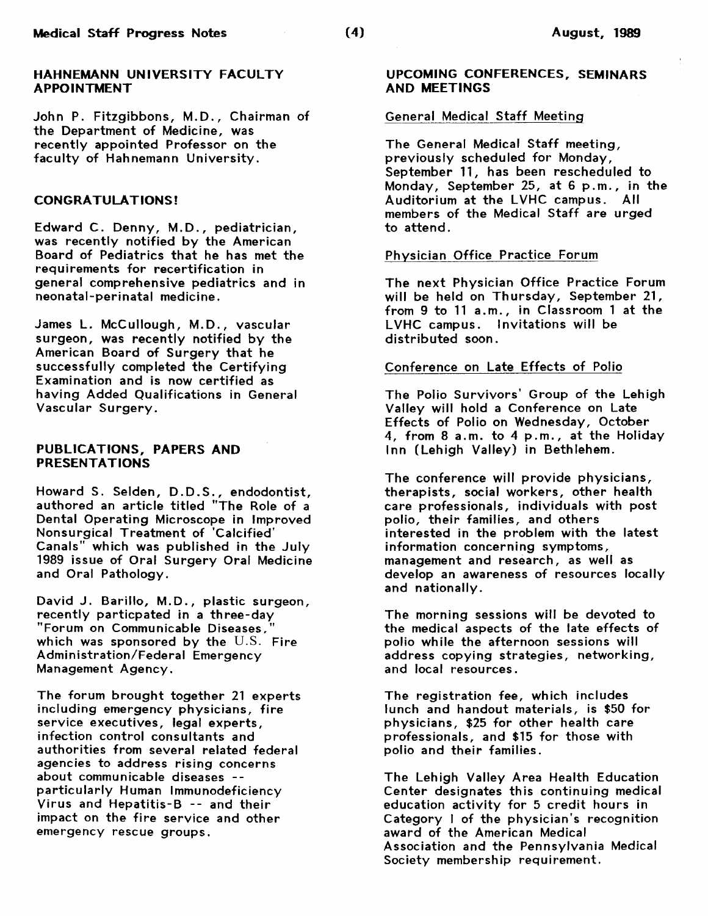## HAHNEMANN UNIVERSITY FACULTY APPOINTMENT

John P. Fitzgibbons, M.D., Chairman of the Department of Medicine, was recently appointed Professor on the faculty of Hahnemann University.

## CONGRATULATIONS!

Edward C. Denny, M.D., pediatrician, was recently notified by the American Board of Pediatrics that he has met the requirements for recertification in general comprehensive pediatrics and in neonatal-perinatal medicine.

James L. McCullough, M.D., vascular surgeon, was recently notified by the American Board of Surgery that he successfully completed the Certifying Examination and is now certified as having Added Qualifications in General Vascular Surgery.

## PUBLICATIONS, PAPERS AND PRESENTATIONS

Howard S. Selden, D.D.S., endodontist, authored an article titled "The Role of a Dental Operating Microscope in Improved Nonsurgical Treatment of 'Calcified' Canals" which was published in the July 1989 issue of Oral Surgery Oral Medicine and Oral Pathology.

David J. Barillo, M.D., plastic surgeon, recently particpated in a three-day "Forum on Communicable Diseases," which was sponsored by the U.S. Fire Administration/Federal Emergency Management Agency.

The forum brought together 21 experts including emergency physicians, fire service executives, legal experts, infection control consultants and authorities from several related federal agencies to address rising concerns about communicable diseases -- particularly Human Immunodeficiency Virus and Hepatitis-B -- and their impact on the fire service and other emergency rescue groups.

## UPCOMING CONFERENCES, SEMINARS AND MEETINGS

### General Medical Staff Meeting

The General Medical Staff meeting, previously scheduled for Monday, September 11, has been rescheduled to Monday, September 25, at 6 p.m., in the Auditorium at the LVHC campus. All members of the Medical Staff are urged to attend.

### Physician Office Practice Forum

The next Physician Office Practice Forum will be held on Thursday, September 21, from 9 to 11 a.m., in Classroom 1 at the LVHC campus. Invitations will be distributed soon.

### Conference on Late Effects of Polio

The Polio Survivors' Group of the Lehigh Valley will hold a Conference on Late Effects of Polio on Wednesday, October 4, from 8 a.m. to 4 p.m., at the Holiday Inn (Lehigh Valley) in Bethlehem.

The conference will provide physicians, therapists, social workers, other health care professionals, individuals with post polio, their families, and others interested in the problem with the latest information concerning symptoms, management and research, as well as develop an awareness of resources locally and nationally.

The morning sessions will be devoted to the medical aspects of the late effects of polio while the afternoon sessions will address copying strategies, networking, and local resources.

The registration fee, which includes lunch and handout materials, is $50 for physicians, $25 for other health care professionals, and $15 for those with polio and their families.

The Lehigh Valley Area Health Education Center designates this continuing medical education activity for 5 credit hours in Category I of the physician's recognition award of the American Medical Association and the Pennsylvania Medical Society membership requirement.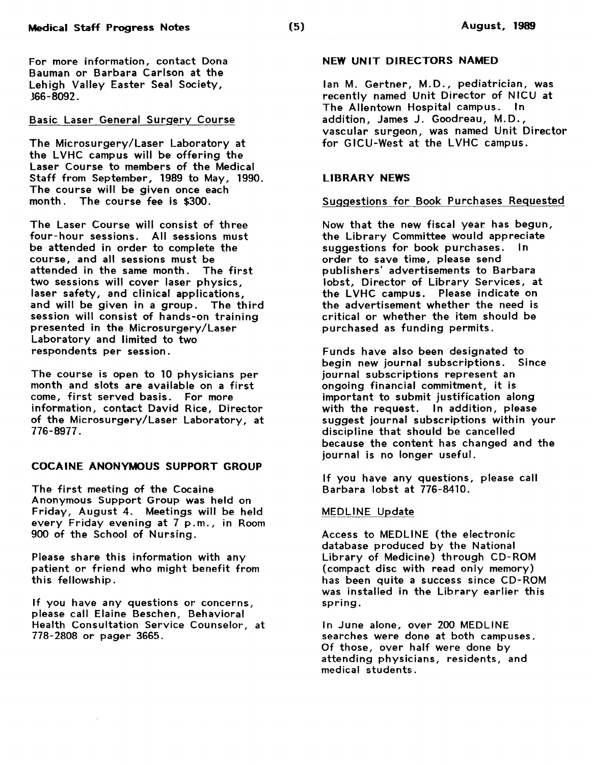For more information, contact Dona Bauman or Barbara Carlson at the Lehigh Valley Easter Seal Society, 366-8092.

### Basic Laser General Surgery Course

The Microsurgery/Laser Laboratory at the LVHC campus will be offering the Laser Course to members of the Medical Staff from September, 1989 to May, 1990. The course will be given once each month. The course fee is $300.

The Laser Course will consist of three four-hour sessions. All sessions must be attended in order to complete the course, and all sessions must be attended in the same month. The first two sessions will cover laser physics, laser safety, and clinical applications, and will be given in a group. The third session will consist of hands-on training presented in the Microsurgery/Laser Laboratory and limited to two respondents per session.

The course is open to 10 physicians per month and slots are available on a first come, first served basis. For more information, contact David Rice, Director of the Microsurgery/Laser Laboratory, at 776-8977.

## COCAINE ANONYMOUS SUPPORT GROUP

The first meeting of the Cocaine Anonymous Support Group was held on Friday, August 4. Meetings will be held every Friday evening at 7 p.m., in Room 900 of the School of Nursing.

Please share this information with any patient or friend who might benefit from this fellowship.

If you have any questions or concerns, please call Elaine Beschen, Behavioral Health Consultation Service Counselor, at 778-2808 or pager 3665.

## NEW UNIT DIRECTORS NAMED

Ian M. Gertner, M.D., pediatrician, was recently named Unit Director of NICU at The Allentown Hospital campus. In addition, James J. Goodreau, M.D., vascular surgeon, was named Unit Director for GICU-West at the LVHC campus.

## LIBRARY NEWS

### Suggestions for Book Purchases Requested

Now that the new fiscal year has begun, the Library Committee would appreciate suggestions for book purchases. In order to save time, please send publishers' advertisements to Barbara Iobst, Director of Library Services, at the LVHC campus. Please indicate on the advertisement whether the need is critical or whether the item should be purchased as funding permits.

Funds have also been designated to begin new journal subscriptions. Since journal subscriptions represent an ongoing financial commitment, it is important to submit justification along with the request. In addition, please suggest journal subscriptions within your discipline that should be cancelled because the content has changed and the journal is no longer useful.

If you have any questions, please call Barbara Iobst at 776-8410.

### MEDLINE Update

Access to MEDLINE (the electronic database produced by the National Library of Medicine) through CD-ROM (compact disc with read only memory) has been quite a success since CD-ROM was installed in the Library earlier this spring.

In June alone, over 200 MEDLINE searches were done at both campuses. Of those, over half were done by attending physicians, residents, and medical students.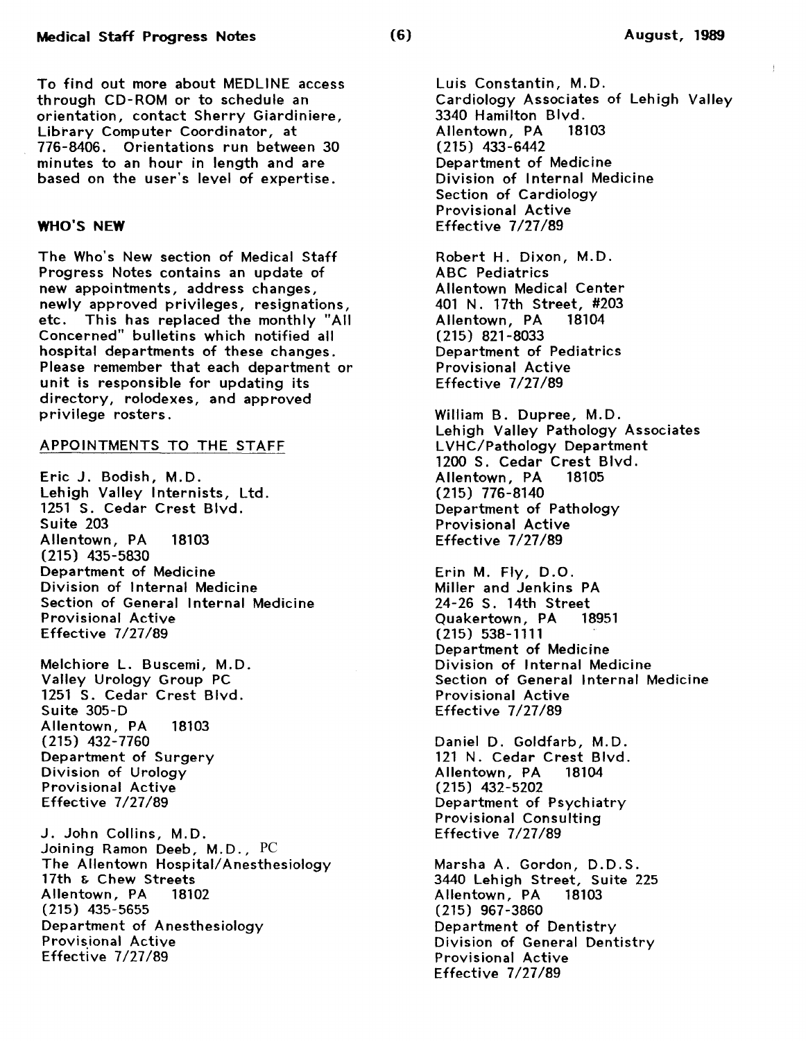To find out more about MEDLINE access through CD-ROM or to schedule an orientation, contact Sherry Giardiniere, Library Computer Coordinator, at 776-8406. Orientations run between 30 minutes to an hour in length and are based on the user's level of expertise.

## WHO'S NEW

The Who's New section of Medical Staff Progress Notes contains an update of new appointments, address changes, newly approved privileges, resignations, etc. This has replaced the monthly "All Concerned" bulletins which notified all hospital departments of these changes. Please remember that each department or unit is responsible for updating its directory, rolodexes, and approved privilege rosters.

### APPOINTMENTS TO THE STAFF

Eric J. Bodish, M.D.
Lehigh Valley Internists, Ltd.
1251 S. Cedar Crest Blvd.
Suite 203
Allentown, PA 18103
(215) 435-5830
Department of Medicine
Division of Internal Medicine
Section of General Internal Medicine
Provisional Active
Effective 7/27/89

Melchiore L. Buscemi, M.D.
Valley Urology Group PC
1251 S. Cedar Crest Blvd.
Suite 305-D
Allentown, PA 18103
(215) 432-7760
Department of Surgery
Division of Urology
Provisional Active
Effective 7/27/89

J. John Collins, M.D.
Joining Ramon Deeb, M.D., PC
The Allentown Hospital/Anesthesiology
17th & Chew Streets
Allentown, PA 18102
(215) 435-5655
Department of Anesthesiology
Provisional Active
Effective 7/27/89

Luis Constantin, M.D.
Cardiology Associates of Lehigh Valley
3340 Hamilton Blvd.
Allentown, PA 18103
(215) 433-6442
Department of Medicine
Division of Internal Medicine
Section of Cardiology
Provisional Active
Effective 7/27/89

Robert H. Dixon, M.D.
ABC Pediatrics
Allentown Medical Center
401 N. 17th Street, #203
Allentown, PA 18104
(215) 821-8033
Department of Pediatrics
Provisional Active
Effective 7/27/89

William B. Dupree, M.D.
Lehigh Valley Pathology Associates
LVHC/Pathology Department
1200 S. Cedar Crest Blvd.
Allentown, PA 18105
(215) 776-8140
Department of Pathology
Provisional Active
Effective 7/27/89

Erin M. Fly, D.O.
Miller and Jenkins PA
24-26 S. 14th Street
Quakertown, PA 18951
(215) 538-1111
Department of Medicine
Division of Internal Medicine
Section of General Internal Medicine
Provisional Active
Effective 7/27/89

Daniel D. Goldfarb, M.D.
121 N. Cedar Crest Blvd.
Allentown, PA 18104
(215) 432-5202
Department of Psychiatry
Provisional Consulting
Effective 7/27/89

Marsha A. Gordon, D.D.S.
3440 Lehigh Street, Suite 225
Allentown, PA 18103
(215) 967-3860
Department of Dentistry
Division of General Dentistry
Provisional Active
Effective 7/27/89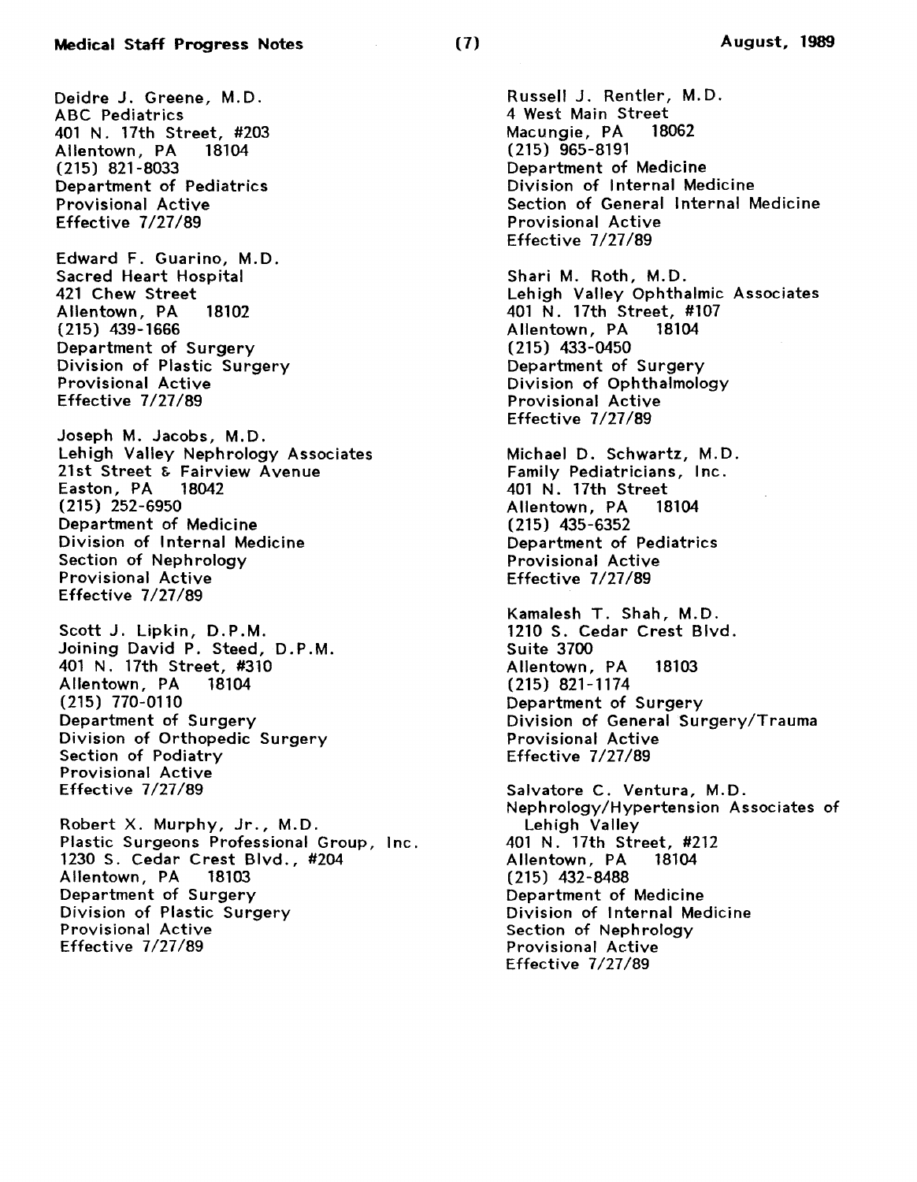Deidre J. Greene, M.D.
ABC Pediatrics
401 N. 17th Street, #203
Allentown, PA 18104
(215) 821-8033
Department of Pediatrics
Provisional Active
Effective 7/27/89

Edward F. Guarino, M.D.
Sacred Heart Hospital
421 Chew Street
Allentown, PA 18102
(215) 439-1666
Department of Surgery
Division of Plastic Surgery
Provisional Active
Effective 7/27/89

Joseph M. Jacobs, M.D.
Lehigh Valley Nephrology Associates
21st Street & Fairview Avenue
Easton, PA 18042
(215) 252-6950
Department of Medicine
Division of Internal Medicine
Section of Nephrology
Provisional Active
Effective 7/27/89

Scott J. Lipkin, D.P.M.
Joining David P. Steed, D.P.M.
401 N. 17th Street, #310
Allentown, PA 18104
(215) 770-0110
Department of Surgery
Division of Orthopedic Surgery
Section of Podiatry
Provisional Active
Effective 7/27/89

Robert X. Murphy, Jr., M.D.
Plastic Surgeons Professional Group, Inc.
1230 S. Cedar Crest Blvd., #204
Allentown, PA 18103
Department of Surgery
Division of Plastic Surgery
Provisional Active
Effective 7/27/89

Russell J. Rentler, M.D.
4 West Main Street
Macungie, PA 18062
(215) 965-8191
Department of Medicine
Division of Internal Medicine
Section of General Internal Medicine
Provisional Active
Effective 7/27/89

Shari M. Roth, M.D.
Lehigh Valley Ophthalmic Associates
401 N. 17th Street, #107
Allentown, PA 18104
(215) 433-0450
Department of Surgery
Division of Ophthalmology
Provisional Active
Effective 7/27/89

Michael D. Schwartz, M.D.
Family Pediatricians, Inc.
401 N. 17th Street
Allentown, PA 18104
(215) 435-6352
Department of Pediatrics
Provisional Active
Effective 7/27/89

Kamalesh T. Shah, M.D.
1210 S. Cedar Crest Blvd.
Suite 3700
Allentown, PA 18103
(215) 821-1174
Department of Surgery
Division of General Surgery/Trauma
Provisional Active
Effective 7/27/89

Salvatore C. Ventura, M.D.
Nephrology/Hypertension Associates of Lehigh Valley
401 N. 17th Street, #212
Allentown, PA 18104
(215) 432-8488
Department of Medicine
Division of Internal Medicine
Section of Nephrology
Provisional Active
Effective 7/27/89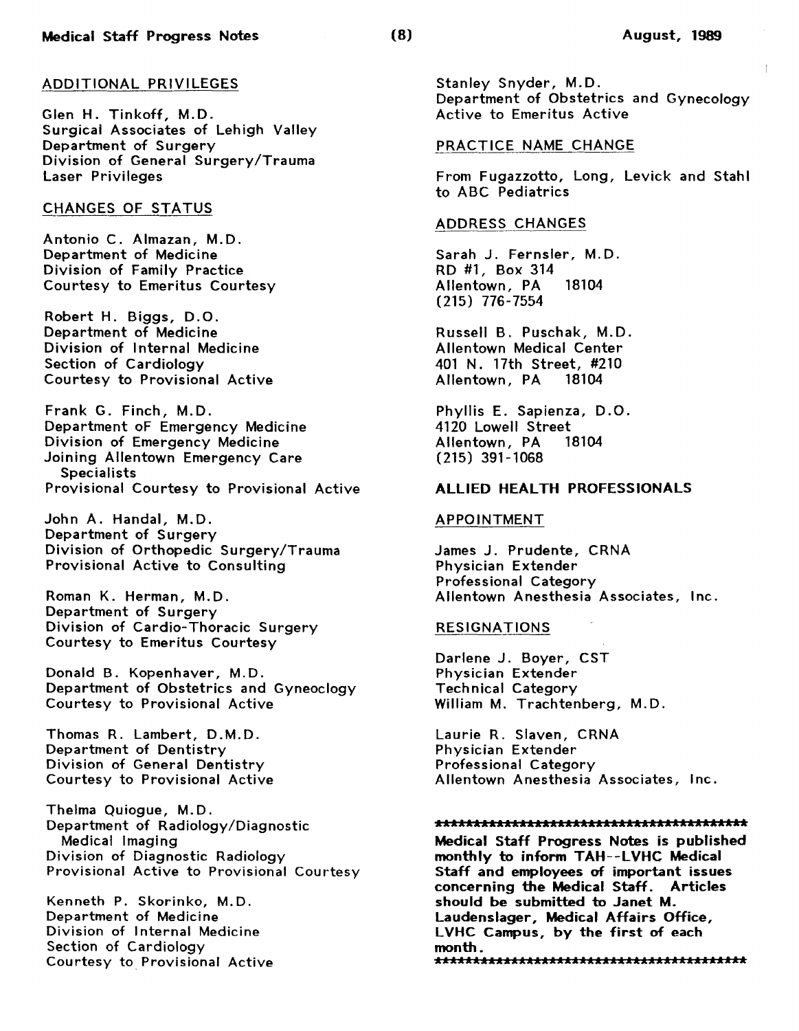## ADDITIONAL PRIVILEGES

Glen H. Tinkoff, M.D.
Surgical Associates of Lehigh Valley
Department of Surgery
Division of General Surgery/Trauma
Laser Privileges

## CHANGES OF STATUS

Antonio C. Almazan, M.D.
Department of Medicine
Division of Family Practice
Courtesy to Emeritus Courtesy

Robert H. Biggs, D.O.
Department of Medicine
Division of Internal Medicine
Section of Cardiology
Courtesy to Provisional Active

Frank G. Finch, M.D.
Department oF Emergency Medicine
Division of Emergency Medicine
Joining Allentown Emergency Care Specialists
Provisional Courtesy to Provisional Active

John A. Handal, M.D.
Department of Surgery
Division of Orthopedic Surgery/Trauma
Provisional Active to Consulting

Roman K. Herman, M.D.
Department of Surgery
Division of Cardio-Thoracic Surgery
Courtesy to Emeritus Courtesy

Donald B. Kopenhaver, M.D.
Department of Obstetrics and Gyneoclogy
Courtesy to Provisional Active

Thomas R. Lambert, D.M.D.
Department of Dentistry
Division of General Dentistry
Courtesy to Provisional Active

Thelma Quiogue, M.D.
Department of Radiology/Diagnostic Medical Imaging
Division of Diagnostic Radiology
Provisional Active to Provisional Courtesy

Kenneth P. Skorinko, M.D.
Department of Medicine
Division of Internal Medicine
Section of Cardiology
Courtesy to Provisional Active

Stanley Snyder, M.D.
Department of Obstetrics and Gynecology
Active to Emeritus Active

## PRACTICE NAME CHANGE

From Fugazzotto, Long, Levick and Stahl to ABC Pediatrics

## ADDRESS CHANGES

Sarah J. Fernsler, M.D.
RD #1, Box 314
Allentown, PA 18104
(215) 776-7554

Russell B. Puschak, M.D.
Allentown Medical Center
401 N. 17th Street, #210
Allentown, PA 18104

Phyllis E. Sapienza, D.O.
4120 Lowell Street
Allentown, PA 18104
(215) 391-1068

# ALLIED HEALTH PROFESSIONALS

## APPOINTMENT

James J. Prudente, CRNA
Physician Extender
Professional Category
Allentown Anesthesia Associates, Inc.

## RESIGNATIONS

Darlene J. Boyer, CST
Physician Extender
Technical Category
William M. Trachtenberg, M.D.

Laurie R. Slaven, CRNA
Physician Extender
Professional Category
Allentown Anesthesia Associates, Inc.

****************************************

**Medical Staff Progress Notes is published monthly to inform TAH--LVHC Medical Staff and employees of important issues concerning the Medical Staff. Articles should be submitted to Janet M. Laudenslager, Medical Affairs Office, LVHC Campus, by the first of each month.**

****************************************